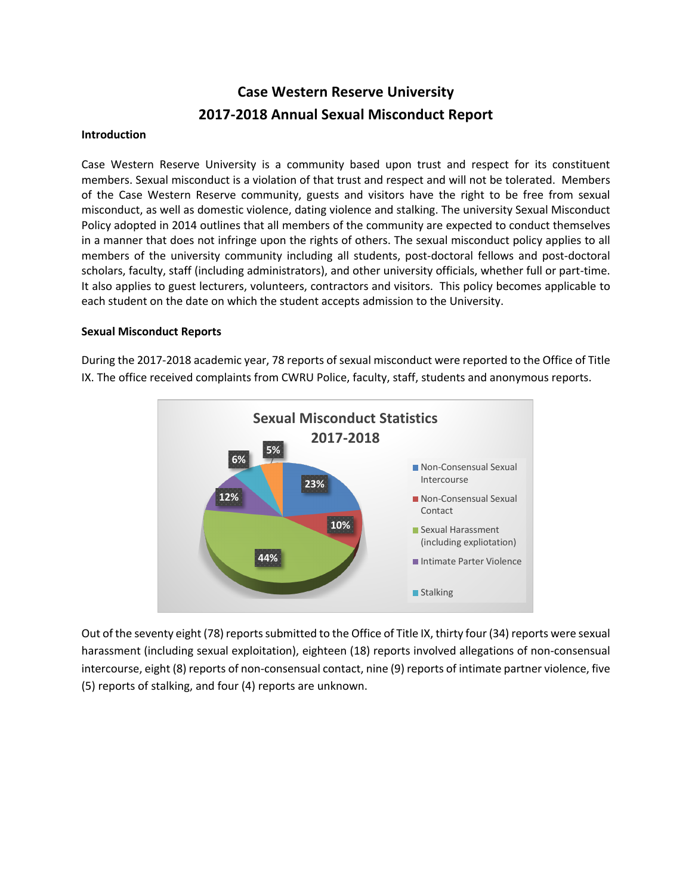# Case Western Reserve University
# 2017-2018 Annual Sexual Misconduct Report

**Introduction**

Case Western Reserve University is a community based upon trust and respect for its constituent members. Sexual misconduct is a violation of that trust and respect and will not be tolerated. Members of the Case Western Reserve community, guests and visitors have the right to be free from sexual misconduct, as well as domestic violence, dating violence and stalking. The university Sexual Misconduct Policy adopted in 2014 outlines that all members of the community are expected to conduct themselves in a manner that does not infringe upon the rights of others. The sexual misconduct policy applies to all members of the university community including all students, post-doctoral fellows and post-doctoral scholars, faculty, staff (including administrators), and other university officials, whether full or part-time. It also applies to guest lecturers, volunteers, contractors and visitors. This policy becomes applicable to each student on the date on which the student accepts admission to the University.

**Sexual Misconduct Reports**

During the 2017-2018 academic year, 78 reports of sexual misconduct were reported to the Office of Title IX. The office received complaints from CWRU Police, faculty, staff, students and anonymous reports.

**Sexual Misconduct Statistics 2017-2018**

- Non-Consensual Sexual Intercourse: 23%
- Non-Consensual Sexual Contact: 10%
- Sexual Harassment (including expliotation): 44%
- Intimate Parter Violence: 12%
- Stalking: 6%
- 5%

Out of the seventy eight (78) reports submitted to the Office of Title IX, thirty four (34) reports were sexual harassment (including sexual exploitation), eighteen (18) reports involved allegations of non-consensual intercourse, eight (8) reports of non-consensual contact, nine (9) reports of intimate partner violence, five (5) reports of stalking, and four (4) reports are unknown.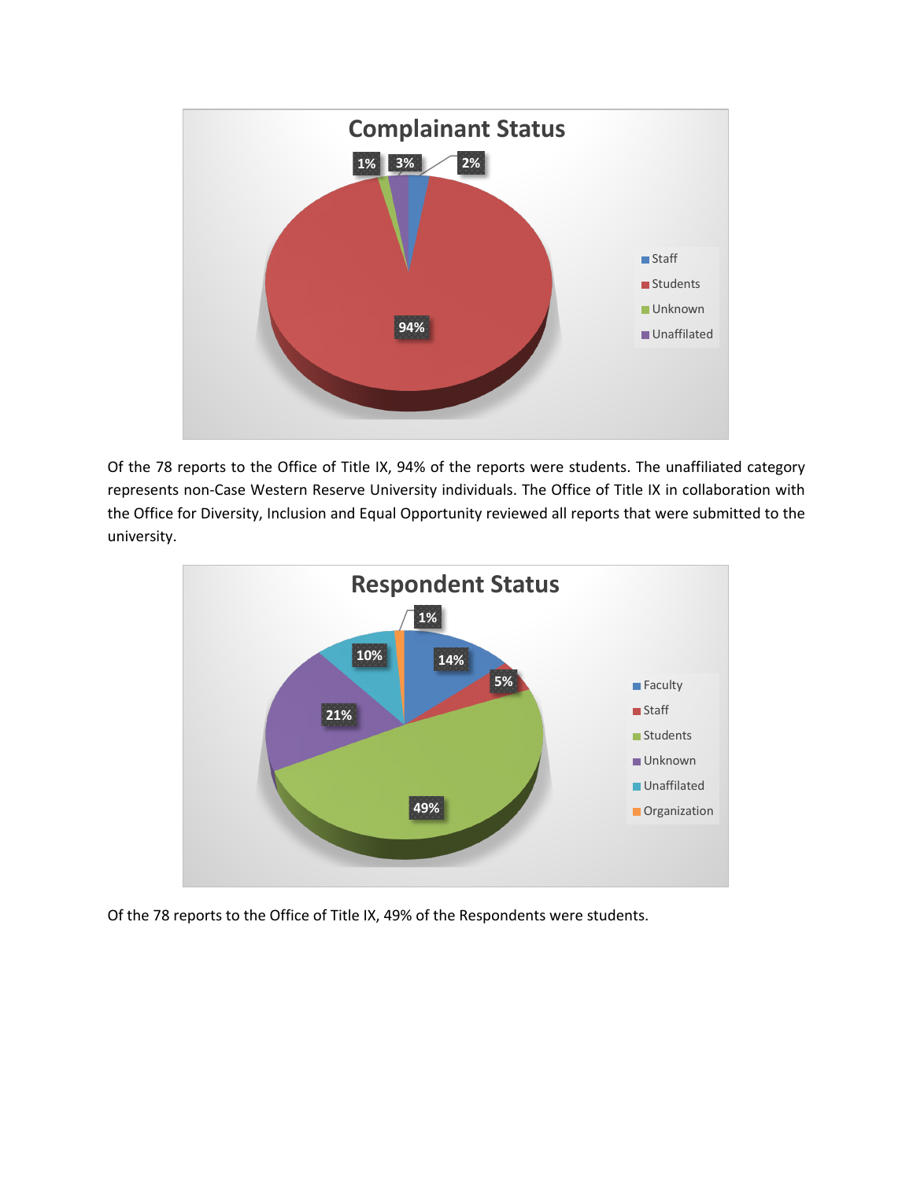## Complainant Status

| Status | Percentage |
| --- | --- |
| Staff | 2% |
| Students | 94% |
| Unknown | 1% |
| Unaffilated | 3% |

Of the 78 reports to the Office of Title IX, 94% of the reports were students. The unaffiliated category represents non-Case Western Reserve University individuals. The Office of Title IX in collaboration with the Office for Diversity, Inclusion and Equal Opportunity reviewed all reports that were submitted to the university.

## Respondent Status

| Status | Percentage |
| --- | --- |
| Faculty | 14% |
| Staff | 5% |
| Students | 49% |
| Unknown | 21% |
| Unaffilated | 10% |
| Organization | 1% |

Of the 78 reports to the Office of Title IX, 49% of the Respondents were students.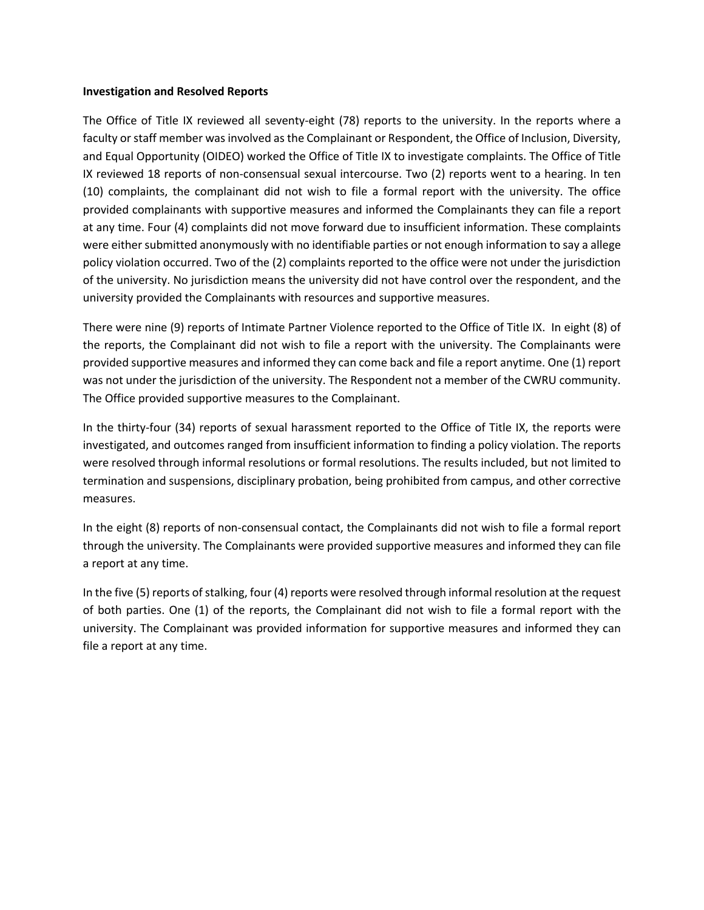**Investigation and Resolved Reports**

The Office of Title IX reviewed all seventy-eight (78) reports to the university. In the reports where a faculty or staff member was involved as the Complainant or Respondent, the Office of Inclusion, Diversity, and Equal Opportunity (OIDEO) worked the Office of Title IX to investigate complaints. The Office of Title IX reviewed 18 reports of non-consensual sexual intercourse. Two (2) reports went to a hearing. In ten (10) complaints, the complainant did not wish to file a formal report with the university. The office provided complainants with supportive measures and informed the Complainants they can file a report at any time. Four (4) complaints did not move forward due to insufficient information. These complaints were either submitted anonymously with no identifiable parties or not enough information to say a allege policy violation occurred. Two of the (2) complaints reported to the office were not under the jurisdiction of the university. No jurisdiction means the university did not have control over the respondent, and the university provided the Complainants with resources and supportive measures.

There were nine (9) reports of Intimate Partner Violence reported to the Office of Title IX. In eight (8) of the reports, the Complainant did not wish to file a report with the university. The Complainants were provided supportive measures and informed they can come back and file a report anytime. One (1) report was not under the jurisdiction of the university. The Respondent not a member of the CWRU community. The Office provided supportive measures to the Complainant.

In the thirty-four (34) reports of sexual harassment reported to the Office of Title IX, the reports were investigated, and outcomes ranged from insufficient information to finding a policy violation. The reports were resolved through informal resolutions or formal resolutions. The results included, but not limited to termination and suspensions, disciplinary probation, being prohibited from campus, and other corrective measures.

In the eight (8) reports of non-consensual contact, the Complainants did not wish to file a formal report through the university. The Complainants were provided supportive measures and informed they can file a report at any time.

In the five (5) reports of stalking, four (4) reports were resolved through informal resolution at the request of both parties. One (1) of the reports, the Complainant did not wish to file a formal report with the university. The Complainant was provided information for supportive measures and informed they can file a report at any time.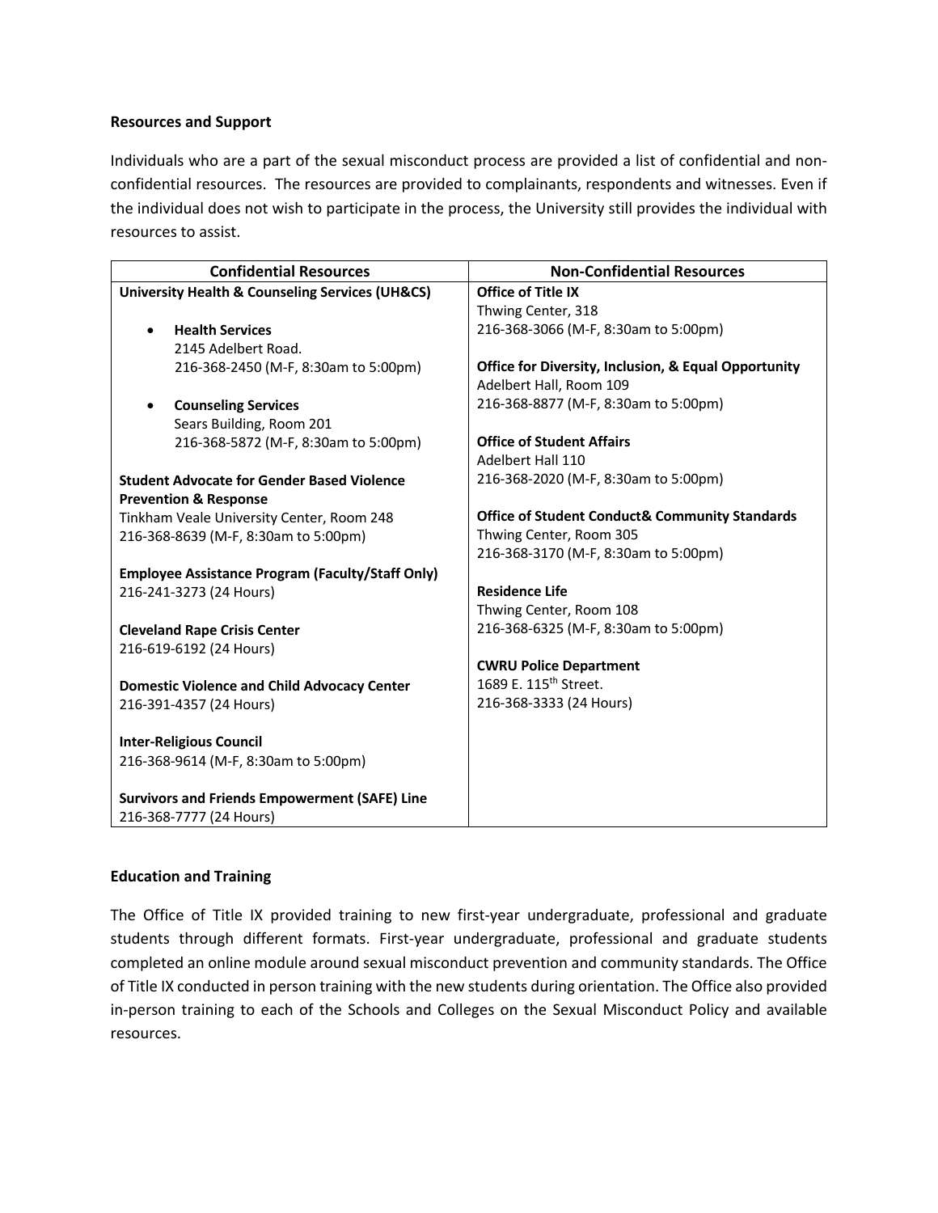### Resources and Support

Individuals who are a part of the sexual misconduct process are provided a list of confidential and non-confidential resources. The resources are provided to complainants, respondents and witnesses. Even if the individual does not wish to participate in the process, the University still provides the individual with resources to assist.

| Confidential Resources | Non-Confidential Resources |
| --- | --- |
| **University Health & Counseling Services (UH&CS)**<br><br>• **Health Services**<br>2145 Adelbert Road.<br>216-368-2450 (M-F, 8:30am to 5:00pm)<br><br>• **Counseling Services**<br>Sears Building, Room 201<br>216-368-5872 (M-F, 8:30am to 5:00pm)<br><br>**Student Advocate for Gender Based Violence Prevention & Response**<br>Tinkham Veale University Center, Room 248<br>216-368-8639 (M-F, 8:30am to 5:00pm)<br><br>**Employee Assistance Program (Faculty/Staff Only)**<br>216-241-3273 (24 Hours)<br><br>**Cleveland Rape Crisis Center**<br>216-619-6192 (24 Hours)<br><br>**Domestic Violence and Child Advocacy Center**<br>216-391-4357 (24 Hours)<br><br>**Inter-Religious Council**<br>216-368-9614 (M-F, 8:30am to 5:00pm)<br><br>**Survivors and Friends Empowerment (SAFE) Line**<br>216-368-7777 (24 Hours) | **Office of Title IX**<br>Thwing Center, 318<br>216-368-3066 (M-F, 8:30am to 5:00pm)<br><br>**Office for Diversity, Inclusion, & Equal Opportunity**<br>Adelbert Hall, Room 109<br>216-368-8877 (M-F, 8:30am to 5:00pm)<br><br>**Office of Student Affairs**<br>Adelbert Hall 110<br>216-368-2020 (M-F, 8:30am to 5:00pm)<br><br>**Office of Student Conduct& Community Standards**<br>Thwing Center, Room 305<br>216-368-3170 (M-F, 8:30am to 5:00pm)<br><br>**Residence Life**<br>Thwing Center, Room 108<br>216-368-6325 (M-F, 8:30am to 5:00pm)<br><br>**CWRU Police Department**<br>1689 E. 115th Street.<br>216-368-3333 (24 Hours) |

### Education and Training

The Office of Title IX provided training to new first-year undergraduate, professional and graduate students through different formats. First-year undergraduate, professional and graduate students completed an online module around sexual misconduct prevention and community standards. The Office of Title IX conducted in person training with the new students during orientation. The Office also provided in-person training to each of the Schools and Colleges on the Sexual Misconduct Policy and available resources.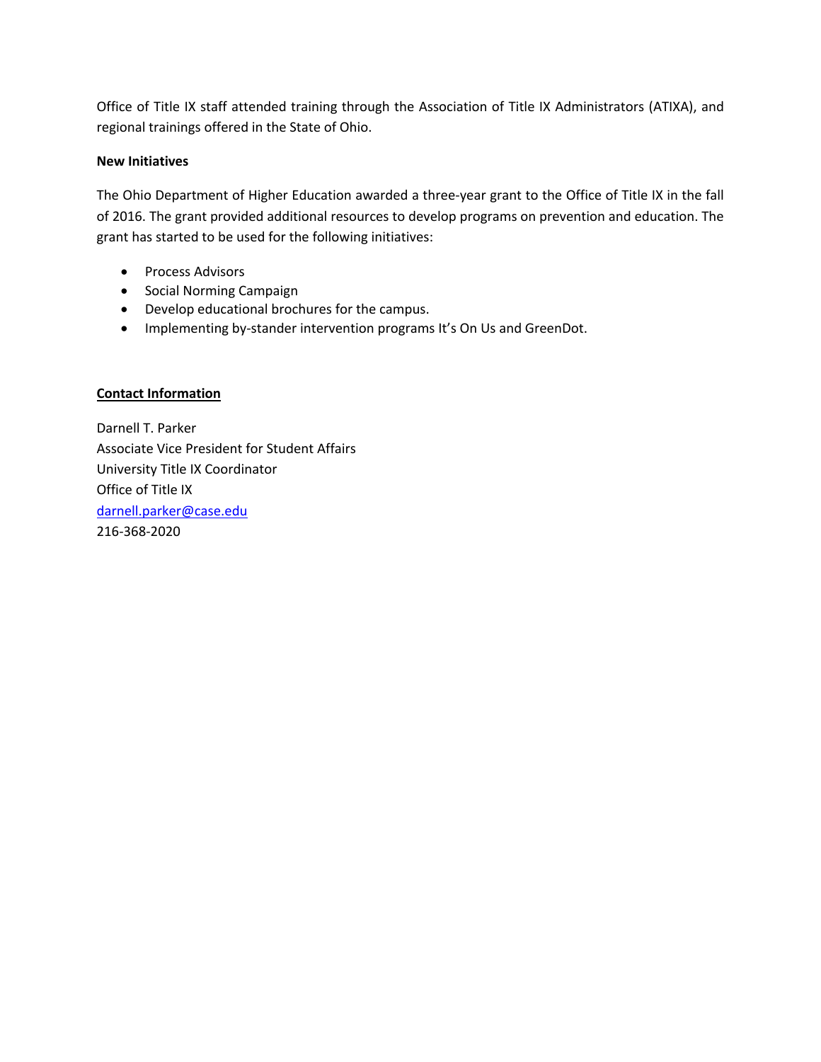Office of Title IX staff attended training through the Association of Title IX Administrators (ATIXA), and regional trainings offered in the State of Ohio.

**New Initiatives**

The Ohio Department of Higher Education awarded a three-year grant to the Office of Title IX in the fall of 2016. The grant provided additional resources to develop programs on prevention and education. The grant has started to be used for the following initiatives:

- Process Advisors
- Social Norming Campaign
- Develop educational brochures for the campus.
- Implementing by-stander intervention programs It's On Us and GreenDot.

## Contact Information

Darnell T. Parker
Associate Vice President for Student Affairs
University Title IX Coordinator
Office of Title IX
darnell.parker@case.edu
216-368-2020